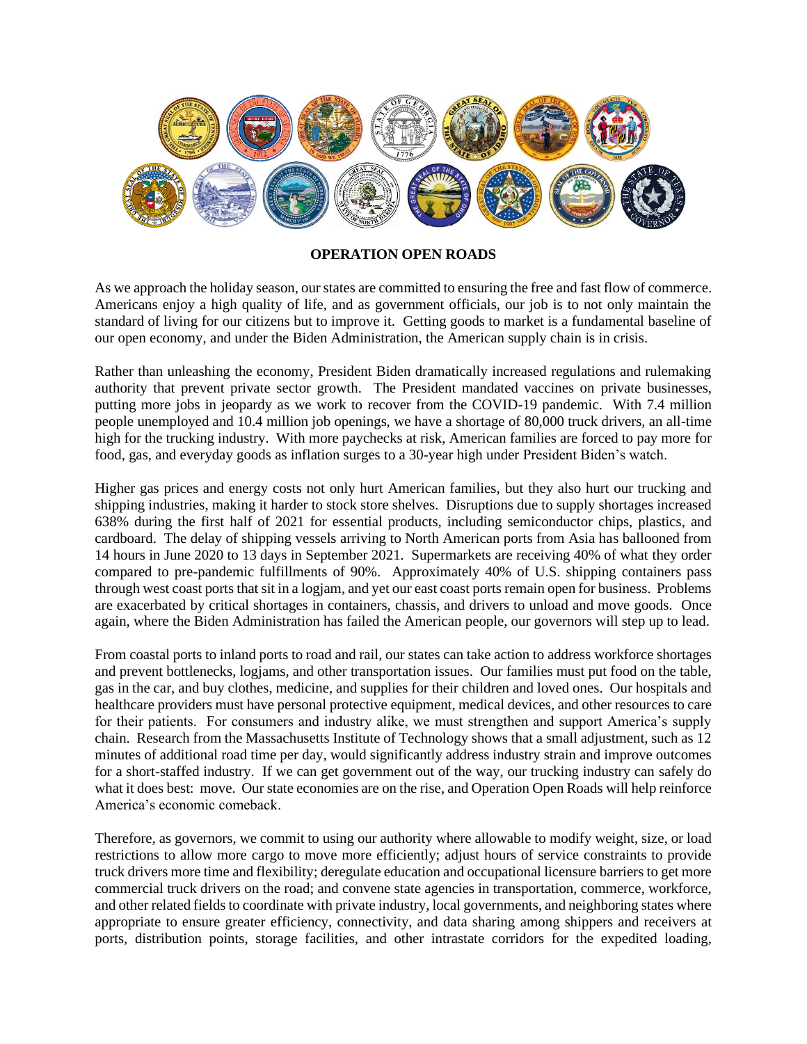**OPERATION OPEN ROADS**

As we approach the holiday season, our states are committed to ensuring the free and fast flow of commerce. Americans enjoy a high quality of life, and as government officials, our job is to not only maintain the standard of living for our citizens but to improve it. Getting goods to market is a fundamental baseline of our open economy, and under the Biden Administration, the American supply chain is in crisis.

Rather than unleashing the economy, President Biden dramatically increased regulations and rulemaking authority that prevent private sector growth. The President mandated vaccines on private businesses, putting more jobs in jeopardy as we work to recover from the COVID-19 pandemic. With 7.4 million people unemployed and 10.4 million job openings, we have a shortage of 80,000 truck drivers, an all-time high for the trucking industry. With more paychecks at risk, American families are forced to pay more for food, gas, and everyday goods as inflation surges to a 30-year high under President Biden's watch.

Higher gas prices and energy costs not only hurt American families, but they also hurt our trucking and shipping industries, making it harder to stock store shelves. Disruptions due to supply shortages increased 638% during the first half of 2021 for essential products, including semiconductor chips, plastics, and cardboard. The delay of shipping vessels arriving to North American ports from Asia has ballooned from 14 hours in June 2020 to 13 days in September 2021. Supermarkets are receiving 40% of what they order compared to pre-pandemic fulfillments of 90%. Approximately 40% of U.S. shipping containers pass through west coast ports that sit in a logjam, and yet our east coast ports remain open for business. Problems are exacerbated by critical shortages in containers, chassis, and drivers to unload and move goods. Once again, where the Biden Administration has failed the American people, our governors will step up to lead.

From coastal ports to inland ports to road and rail, our states can take action to address workforce shortages and prevent bottlenecks, logjams, and other transportation issues. Our families must put food on the table, gas in the car, and buy clothes, medicine, and supplies for their children and loved ones. Our hospitals and healthcare providers must have personal protective equipment, medical devices, and other resources to care for their patients. For consumers and industry alike, we must strengthen and support America's supply chain. Research from the Massachusetts Institute of Technology shows that a small adjustment, such as 12 minutes of additional road time per day, would significantly address industry strain and improve outcomes for a short-staffed industry. If we can get government out of the way, our trucking industry can safely do what it does best: move. Our state economies are on the rise, and Operation Open Roads will help reinforce America's economic comeback.

Therefore, as governors, we commit to using our authority where allowable to modify weight, size, or load restrictions to allow more cargo to move more efficiently; adjust hours of service constraints to provide truck drivers more time and flexibility; deregulate education and occupational licensure barriers to get more commercial truck drivers on the road; and convene state agencies in transportation, commerce, workforce, and other related fields to coordinate with private industry, local governments, and neighboring states where appropriate to ensure greater efficiency, connectivity, and data sharing among shippers and receivers at ports, distribution points, storage facilities, and other intrastate corridors for the expedited loading,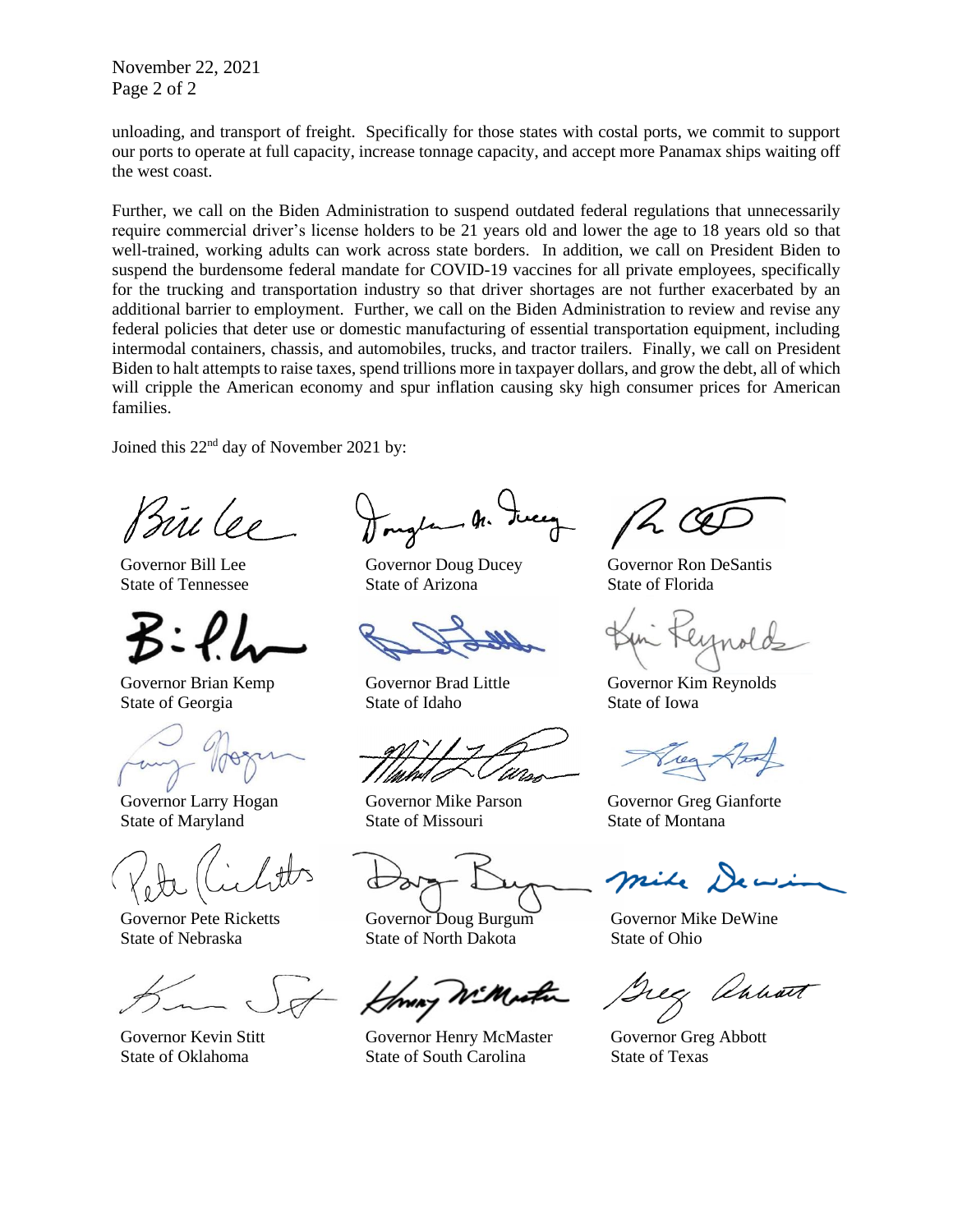unloading, and transport of freight. Specifically for those states with costal ports, we commit to support our ports to operate at full capacity, increase tonnage capacity, and accept more Panamax ships waiting off the west coast.

Further, we call on the Biden Administration to suspend outdated federal regulations that unnecessarily require commercial driver's license holders to be 21 years old and lower the age to 18 years old so that well-trained, working adults can work across state borders. In addition, we call on President Biden to suspend the burdensome federal mandate for COVID-19 vaccines for all private employees, specifically for the trucking and transportation industry so that driver shortages are not further exacerbated by an additional barrier to employment. Further, we call on the Biden Administration to review and revise any federal policies that deter use or domestic manufacturing of essential transportation equipment, including intermodal containers, chassis, and automobiles, trucks, and tractor trailers. Finally, we call on President Biden to halt attempts to raise taxes, spend trillions more in taxpayer dollars, and grow the debt, all of which will cripple the American economy and spur inflation causing sky high consumer prices for American families.

Joined this 22nd day of November 2021 by:

Governor Bill Lee
State of Tennessee

Governor Doug Ducey
State of Arizona

Governor Ron DeSantis
State of Florida

Governor Brian Kemp
State of Georgia

Governor Brad Little
State of Idaho

Governor Kim Reynolds
State of Iowa

Governor Larry Hogan
State of Maryland

Governor Mike Parson
State of Missouri

Governor Greg Gianforte
State of Montana

Governor Pete Ricketts
State of Nebraska

Governor Doug Burgum
State of North Dakota

Governor Mike DeWine
State of Ohio

Governor Kevin Stitt
State of Oklahoma

Governor Henry McMaster
State of South Carolina

Governor Greg Abbott
State of Texas